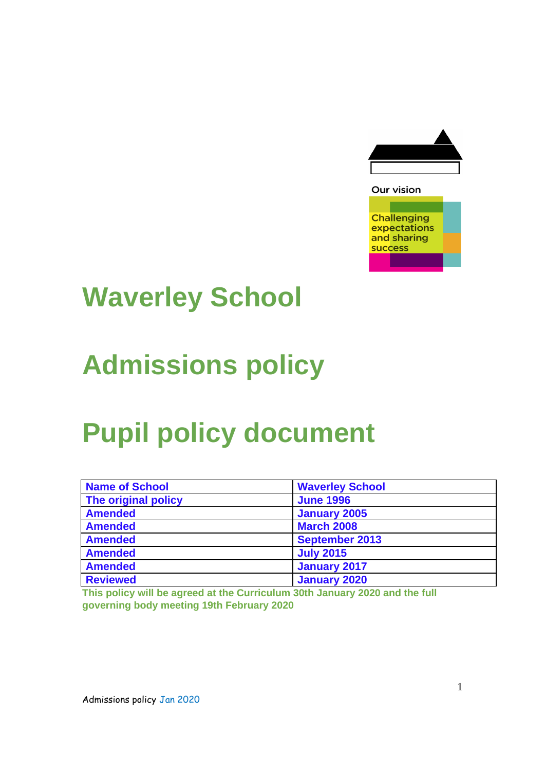Our vision

Challenging expectations and sharing success

# Waverley School

# Admissions policy

# Pupil policy document

| Name of School | Waverley School |
|---|---|
| The original policy | June 1996 |
| Amended | January 2005 |
| Amended | March 2008 |
| Amended | September 2013 |
| Amended | July 2015 |
| Amended | January 2017 |
| Reviewed | January 2020 |

**This policy will be agreed at the Curriculum 30th January 2020 and the full governing body meeting 19th February 2020**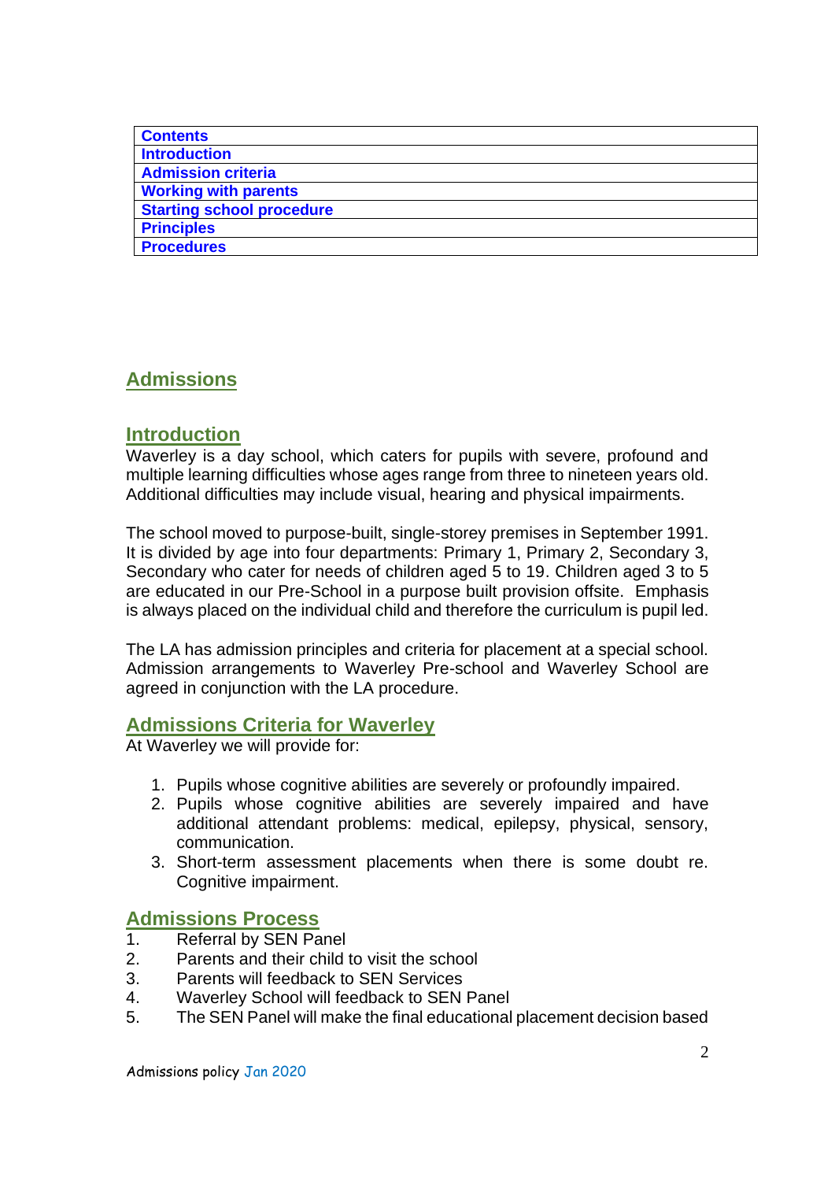| Contents |
| --- |
| Introduction |
| Admission criteria |
| Working with parents |
| Starting school procedure |
| Principles |
| Procedures |

# Admissions

## Introduction

Waverley is a day school, which caters for pupils with severe, profound and multiple learning difficulties whose ages range from three to nineteen years old. Additional difficulties may include visual, hearing and physical impairments.

The school moved to purpose-built, single-storey premises in September 1991. It is divided by age into four departments: Primary 1, Primary 2, Secondary 3, Secondary who cater for needs of children aged 5 to 19. Children aged 3 to 5 are educated in our Pre-School in a purpose built provision offsite. Emphasis is always placed on the individual child and therefore the curriculum is pupil led.

The LA has admission principles and criteria for placement at a special school. Admission arrangements to Waverley Pre-school and Waverley School are agreed in conjunction with the LA procedure.

## Admissions Criteria for Waverley

At Waverley we will provide for:

1. Pupils whose cognitive abilities are severely or profoundly impaired.
2. Pupils whose cognitive abilities are severely impaired and have additional attendant problems: medical, epilepsy, physical, sensory, communication.
3. Short-term assessment placements when there is some doubt re. Cognitive impairment.

## Admissions Process

1. Referral by SEN Panel
2. Parents and their child to visit the school
3. Parents will feedback to SEN Services
4. Waverley School will feedback to SEN Panel
5. The SEN Panel will make the final educational placement decision based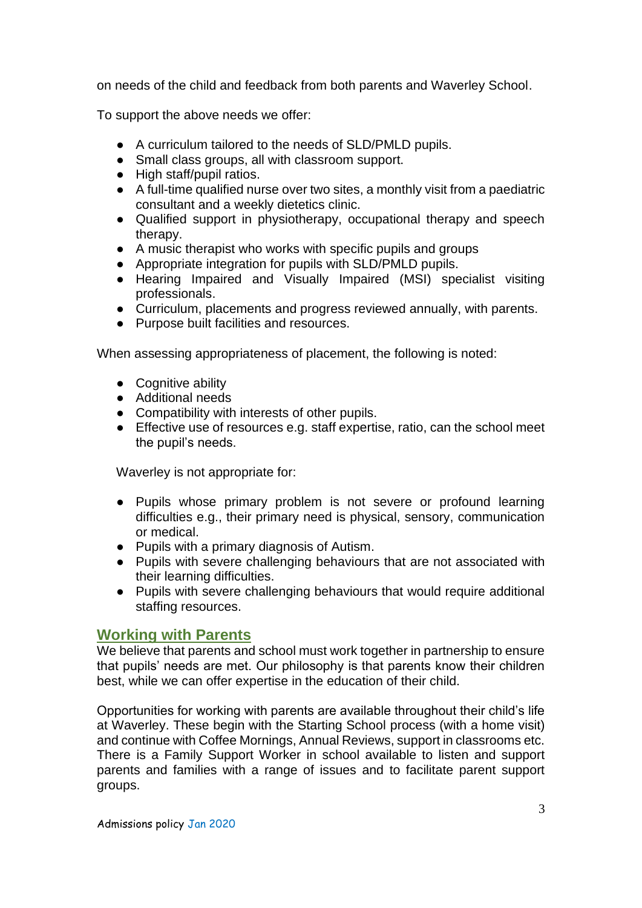on needs of the child and feedback from both parents and Waverley School.

To support the above needs we offer:

- A curriculum tailored to the needs of SLD/PMLD pupils.
- Small class groups, all with classroom support.
- High staff/pupil ratios.
- A full-time qualified nurse over two sites, a monthly visit from a paediatric consultant and a weekly dietetics clinic.
- Qualified support in physiotherapy, occupational therapy and speech therapy.
- A music therapist who works with specific pupils and groups
- Appropriate integration for pupils with SLD/PMLD pupils.
- Hearing Impaired and Visually Impaired (MSI) specialist visiting professionals.
- Curriculum, placements and progress reviewed annually, with parents.
- Purpose built facilities and resources.

When assessing appropriateness of placement, the following is noted:

- Cognitive ability
- Additional needs
- Compatibility with interests of other pupils.
- Effective use of resources e.g. staff expertise, ratio, can the school meet the pupil's needs.

Waverley is not appropriate for:

- Pupils whose primary problem is not severe or profound learning difficulties e.g., their primary need is physical, sensory, communication or medical.
- Pupils with a primary diagnosis of Autism.
- Pupils with severe challenging behaviours that are not associated with their learning difficulties.
- Pupils with severe challenging behaviours that would require additional staffing resources.

## Working with Parents

We believe that parents and school must work together in partnership to ensure that pupils' needs are met. Our philosophy is that parents know their children best, while we can offer expertise in the education of their child.

Opportunities for working with parents are available throughout their child's life at Waverley. These begin with the Starting School process (with a home visit) and continue with Coffee Mornings, Annual Reviews, support in classrooms etc. There is a Family Support Worker in school available to listen and support parents and families with a range of issues and to facilitate parent support groups.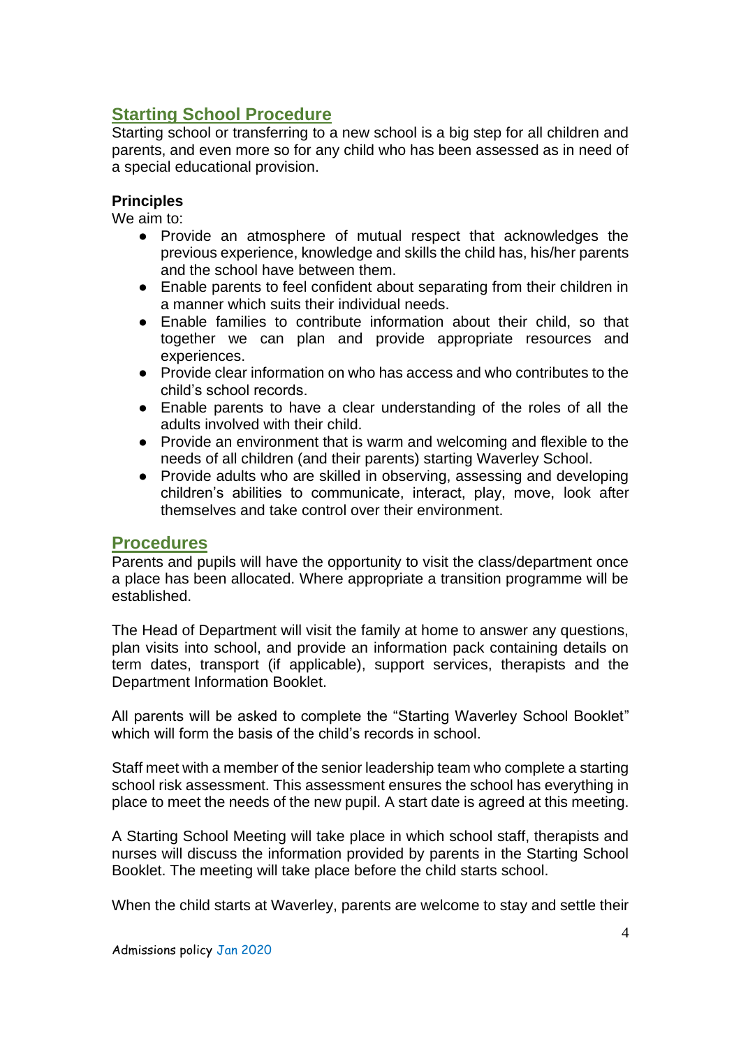## Starting School Procedure

Starting school or transferring to a new school is a big step for all children and parents, and even more so for any child who has been assessed as in need of a special educational provision.

**Principles**

We aim to:

- Provide an atmosphere of mutual respect that acknowledges the previous experience, knowledge and skills the child has, his/her parents and the school have between them.
- Enable parents to feel confident about separating from their children in a manner which suits their individual needs.
- Enable families to contribute information about their child, so that together we can plan and provide appropriate resources and experiences.
- Provide clear information on who has access and who contributes to the child's school records.
- Enable parents to have a clear understanding of the roles of all the adults involved with their child.
- Provide an environment that is warm and welcoming and flexible to the needs of all children (and their parents) starting Waverley School.
- Provide adults who are skilled in observing, assessing and developing children's abilities to communicate, interact, play, move, look after themselves and take control over their environment.

## Procedures

Parents and pupils will have the opportunity to visit the class/department once a place has been allocated. Where appropriate a transition programme will be established.

The Head of Department will visit the family at home to answer any questions, plan visits into school, and provide an information pack containing details on term dates, transport (if applicable), support services, therapists and the Department Information Booklet.

All parents will be asked to complete the "Starting Waverley School Booklet" which will form the basis of the child's records in school.

Staff meet with a member of the senior leadership team who complete a starting school risk assessment. This assessment ensures the school has everything in place to meet the needs of the new pupil. A start date is agreed at this meeting.

A Starting School Meeting will take place in which school staff, therapists and nurses will discuss the information provided by parents in the Starting School Booklet. The meeting will take place before the child starts school.

When the child starts at Waverley, parents are welcome to stay and settle their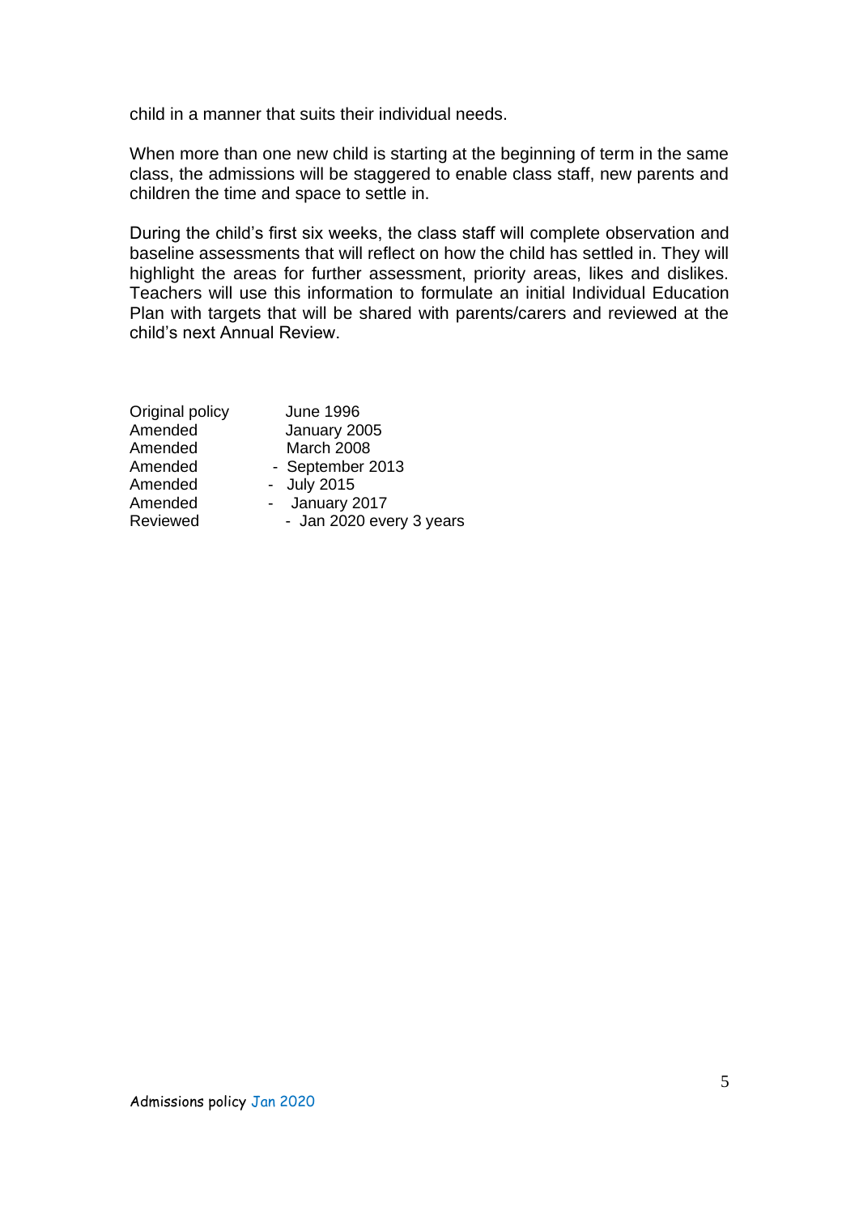child in a manner that suits their individual needs.

When more than one new child is starting at the beginning of term in the same class, the admissions will be staggered to enable class staff, new parents and children the time and space to settle in.

During the child's first six weeks, the class staff will complete observation and baseline assessments that will reflect on how the child has settled in. They will highlight the areas for further assessment, priority areas, likes and dislikes. Teachers will use this information to formulate an initial Individual Education Plan with targets that will be shared with parents/carers and reviewed at the child's next Annual Review.

| | |
|---|---|
| Original policy | June 1996 |
| Amended | January 2005 |
| Amended | March 2008 |
| Amended | - September 2013 |
| Amended | - July 2015 |
| Amended | - January 2017 |
| Reviewed | - Jan 2020 every 3 years |